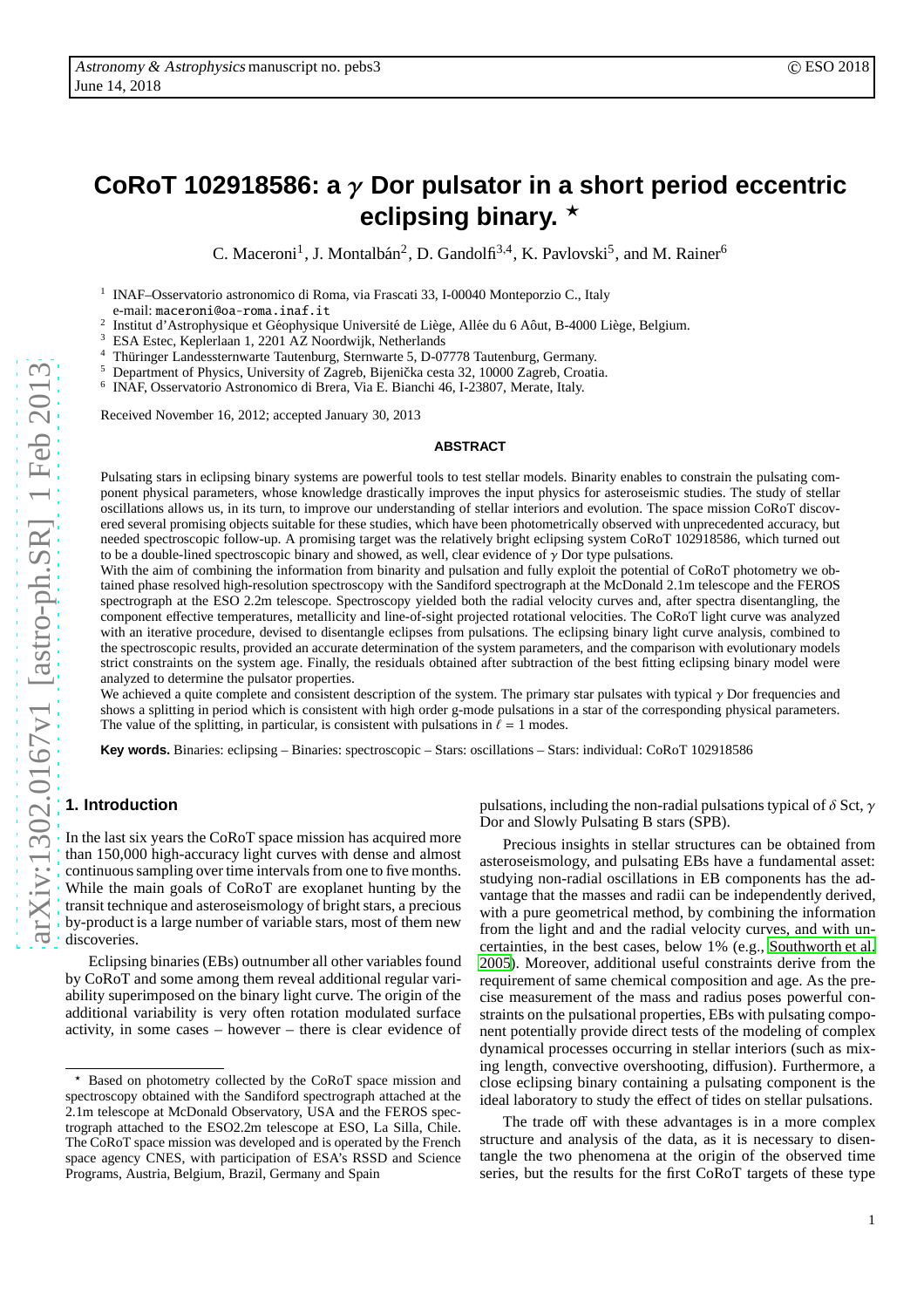# CoRoT 102918586: a $\gamma$ Dor pulsator in a short period eccentric eclipsing binary. ⋆

C. Maceroni[1], J. Montalbán[2], D. Gandolfi[3,4], K. Pavlovski[5], and M. Rainer[6]

[1] INAF–Osservatorio astronomico di Roma, via Frascati 33, I-00040 Monteporzio C., Italy
e-mail: maceroni@oa-roma.inaf.it

[2] Institut d'Astrophysique et Géophysique Université de Liège, Allée du 6 Aôut, B-4000 Liège, Belgium.

[3] ESA Estec, Keplerlaan 1, 2201 AZ Noordwijk, Netherlands

[4] Thüringer Landessternwarte Tautenburg, Sternwarte 5, D-07778 Tautenburg, Germany.

[5] Department of Physics, University of Zagreb, Bijenička cesta 32, 10000 Zagreb, Croatia.

[6] INAF, Osservatorio Astronomico di Brera, Via E. Bianchi 46, I-23807, Merate, Italy.

Received November 16, 2012; accepted January 30, 2013

## ABSTRACT

Pulsating stars in eclipsing binary systems are powerful tools to test stellar models. Binarity enables to constrain the pulsating component physical parameters, whose knowledge drastically improves the input physics for asteroseismic studies. The study of stellar oscillations allows us, in its turn, to improve our understanding of stellar interiors and evolution. The space mission CoRoT discovered several promising objects suitable for these studies, which have been photometrically observed with unprecedented accuracy, but needed spectroscopic follow-up. A promising target was the relatively bright eclipsing system CoRoT 102918586, which turned out to be a double-lined spectroscopic binary and showed, as well, clear evidence of $\gamma$ Dor type pulsations.

With the aim of combining the information from binarity and pulsation and fully exploit the potential of CoRoT photometry we obtained phase resolved high-resolution spectroscopy with the Sandiford spectrograph at the McDonald 2.1m telescope and the FEROS spectrograph at the ESO 2.2m telescope. Spectroscopy yielded both the radial velocity curves and, after spectra disentangling, the component effective temperatures, metallicity and line-of-sight projected rotational velocities. The CoRoT light curve was analyzed with an iterative procedure, devised to disentangle eclipses from pulsations. The eclipsing binary light curve analysis, combined to the spectroscopic results, provided an accurate determination of the system parameters, and the comparison with evolutionary models strict constraints on the system age. Finally, the residuals obtained after subtraction of the best fitting eclipsing binary model were analyzed to determine the pulsator properties.

We achieved a quite complete and consistent description of the system. The primary star pulsates with typical $\gamma$ Dor frequencies and shows a splitting in period which is consistent with high order g-mode pulsations in a star of the corresponding physical parameters. The value of the splitting, in particular, is consistent with pulsations in $\ell = 1$ modes.

**Key words.** Binaries: eclipsing – Binaries: spectroscopic – Stars: oscillations – Stars: individual: CoRoT 102918586

## 1. Introduction

In the last six years the CoRoT space mission has acquired more than 150,000 high-accuracy light curves with dense and almost continuous sampling over time intervals from one to five months. While the main goals of CoRoT are exoplanet hunting by the transit technique and asteroseismology of bright stars, a precious by-product is a large number of variable stars, most of them new discoveries.

Eclipsing binaries (EBs) outnumber all other variables found by CoRoT and some among them reveal additional regular variability superimposed on the binary light curve. The origin of the additional variability is very often rotation modulated surface activity, in some cases – however – there is clear evidence of pulsations, including the non-radial pulsations typical of $\delta$ Sct, $\gamma$ Dor and Slowly Pulsating B stars (SPB).

Precious insights in stellar structures can be obtained from asteroseismology, and pulsating EBs have a fundamental asset: studying non-radial oscillations in EB components has the advantage that the masses and radii can be independently derived, with a pure geometrical method, by combining the information from the light and and the radial velocity curves, and with uncertainties, in the best cases, below 1% (e.g., Southworth et al. 2005). Moreover, additional useful constraints derive from the requirement of same chemical composition and age. As the precise measurement of the mass and radius poses powerful constraints on the pulsational properties, EBs with pulsating component potentially provide direct tests of the modeling of complex dynamical processes occurring in stellar interiors (such as mixing length, convective overshooting, diffusion). Furthermore, a close eclipsing binary containing a pulsating component is the ideal laboratory to study the effect of tides on stellar pulsations.

The trade off with these advantages is in a more complex structure and analysis of the data, as it is necessary to disentangle the two phenomena at the origin of the observed time series, but the results for the first CoRoT targets of these type

⋆ Based on photometry collected by the CoRoT space mission and spectroscopy obtained with the Sandiford spectrograph attached at the 2.1m telescope at McDonald Observatory, USA and the FEROS spectrograph attached to the ESO2.2m telescope at ESO, La Silla, Chile. The CoRoT space mission was developed and is operated by the French space agency CNES, with participation of ESA's RSSD and Science Programs, Austria, Belgium, Brazil, Germany and Spain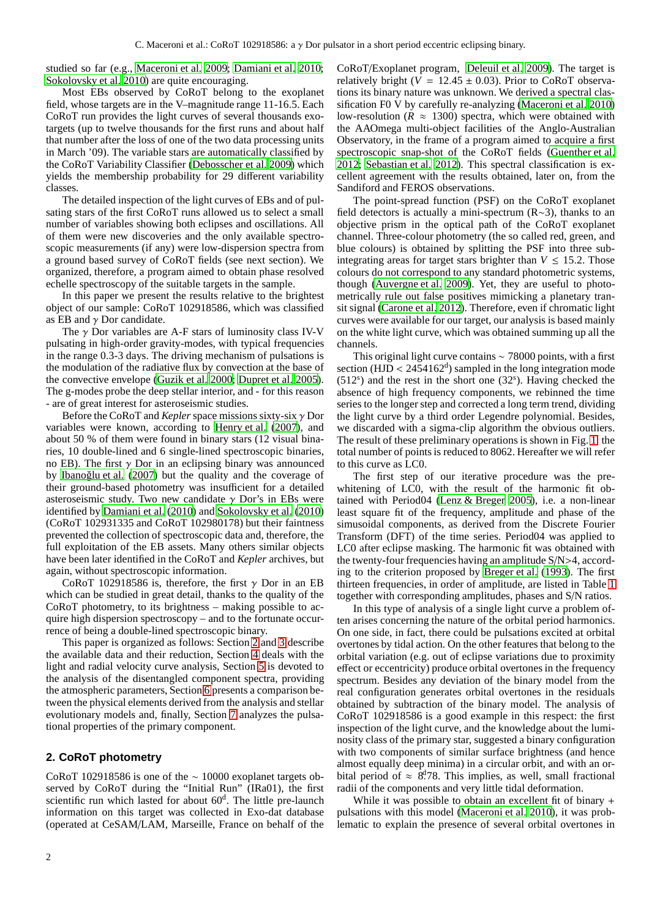studied so far (e.g., Maceroni et al. 2009; Damiani et al. 2010; Sokolovsky et al. 2010) are quite encouraging.

Most EBs observed by CoRoT belong to the exoplanet field, whose targets are in the V–magnitude range 11-16.5. Each CoRoT run provides the light curves of several thousands exotargets (up to twelve thousands for the first runs and about half that number after the loss of one of the two data processing units in March '09). The variable stars are automatically classified by the CoRoT Variability Classifier (Debosscher et al. 2009) which yields the membership probability for 29 different variability classes.

The detailed inspection of the light curves of EBs and of pulsating stars of the first CoRoT runs allowed us to select a small number of variables showing both eclipses and oscillations. All of them were new discoveries and the only available spectroscopic measurements (if any) were low-dispersion spectra from a ground based survey of CoRoT fields (see next section). We organized, therefore, a program aimed to obtain phase resolved echelle spectroscopy of the suitable targets in the sample.

In this paper we present the results relative to the brightest object of our sample: CoRoT 102918586, which was classified as EB and $\gamma$ Dor candidate.

The $\gamma$ Dor variables are A-F stars of luminosity class IV-V pulsating in high-order gravity-modes, with typical frequencies in the range 0.3-3 days. The driving mechanism of pulsations is the modulation of the radiative flux by convection at the base of the convective envelope (Guzik et al. 2000; Dupret et al. 2005). The g-modes probe the deep stellar interior, and - for this reason - are of great interest for asteroseismic studies.

Before the CoRoT and *Kepler* space missions sixty-six $\gamma$ Dor variables were known, according to Henry et al. (2007), and about 50 % of them were found in binary stars (12 visual binaries, 10 double-lined and 6 single-lined spectroscopic binaries, no EB). The first $\gamma$ Dor in an eclipsing binary was announced by İbanoǧlu et al. (2007) but the quality and the coverage of their ground-based photometry was insufficient for a detailed asteroseismic study. Two new candidate $\gamma$ Dor's in EBs were identified by Damiani et al. (2010) and Sokolovsky et al. (2010) (CoRoT 102931335 and CoRoT 102980178) but their faintness prevented the collection of spectroscopic data and, therefore, the full exploitation of the EB assets. Many others similar objects have been later identified in the CoRoT and *Kepler* archives, but again, without spectroscopic information.

CoRoT 102918586 is, therefore, the first $\gamma$ Dor in an EB which can be studied in great detail, thanks to the quality of the CoRoT photometry, to its brightness – making possible to acquire high dispersion spectroscopy – and to the fortunate occurrence of being a double-lined spectroscopic binary.

This paper is organized as follows: Section 2 and 3 describe the available data and their reduction, Section 4 deals with the light and radial velocity curve analysis, Section 5 is devoted to the analysis of the disentangled component spectra, providing the atmospheric parameters, Section 6 presents a comparison between the physical elements derived from the analysis and stellar evolutionary models and, finally, Section 7 analyzes the pulsational properties of the primary component.

## 2. CoRoT photometry

CoRoT 102918586 is one of the ∼ 10000 exoplanet targets observed by CoRoT during the "Initial Run" (IRa01), the first scientific run which lasted for about $60^{d}$. The little pre-launch information on this target was collected in Exo-dat database (operated at CeSAM/LAM, Marseille, France on behalf of the CoRoT/Exoplanet program, Deleuil et al. 2009). The target is relatively bright ($V = 12.45 \pm 0.03$). Prior to CoRoT observations its binary nature was unknown. We derived a spectral classification F0 V by carefully re-analyzing (Maceroni et al. 2010) low-resolution ($R \approx 1300$) spectra, which were obtained with the AAOmega multi-object facilities of the Anglo-Australian Observatory, in the frame of a program aimed to acquire a first spectroscopic snap-shot of the CoRoT fields (Guenther et al. 2012; Sebastian et al. 2012). This spectral classification is excellent agreement with the results obtained, later on, from the Sandiford and FEROS observations.

The point-spread function (PSF) on the CoRoT exoplanet field detectors is actually a mini-spectrum (R∼3), thanks to an objective prism in the optical path of the CoRoT exoplanet channel. Three-colour photometry (the so called red, green, and blue colours) is obtained by splitting the PSF into three subintegrating areas for target stars brighter than $V \leq 15.2$. Those colours do not correspond to any standard photometric systems, though (Auvergne et al. 2009). Yet, they are useful to photometrically rule out false positives mimicking a planetary transit signal (Carone et al. 2012). Therefore, even if chromatic light curves were available for our target, our analysis is based mainly on the white light curve, which was obtained summing up all the channels.

This original light curve contains ∼ 78000 points, with a first section (HJD < $2454162^{d}$) sampled in the long integration mode ($512^{s}$) and the rest in the short one ($32^{s}$). Having checked the absence of high frequency components, we rebinned the time series to the longer step and corrected a long term trend, dividing the light curve by a third order Legendre polynomial. Besides, we discarded with a sigma-clip algorithm the obvious outliers. The result of these preliminary operations is shown in Fig. 1, the total number of points is reduced to 8062. Hereafter we will refer to this curve as LC0.

The first step of our iterative procedure was the prewhitening of LC0, with the result of the harmonic fit obtained with Period04 (Lenz & Breger 2005), i.e. a non-linear least square fit of the frequency, amplitude and phase of the simusoidal components, as derived from the Discrete Fourier Transform (DFT) of the time series. Period04 was applied to LC0 after eclipse masking. The harmonic fit was obtained with the twenty-four frequencies having an amplitude S/N>4, according to the criterion proposed by Breger et al. (1993). The first thirteen frequencies, in order of amplitude, are listed in Table 1 together with corresponding amplitudes, phases and S/N ratios.

In this type of analysis of a single light curve a problem often arises concerning the nature of the orbital period harmonics. On one side, in fact, there could be pulsations excited at orbital overtones by tidal action. On the other features that belong to the orbital variation (e.g. out of eclipse variations due to proximity effect or eccentricity) produce orbital overtones in the frequency spectrum. Besides any deviation of the binary model from the real configuration generates orbital overtones in the residuals obtained by subtraction of the binary model. The analysis of CoRoT 102918586 is a good example in this respect: the first inspection of the light curve, and the knowledge about the luminosity class of the primary star, suggested a binary configuration with two components of similar surface brightness (and hence almost equally deep minima) in a circular orbit, and with an orbital period of $\approx 8^{d}.78$. This implies, as well, small fractional radii of the components and very little tidal deformation.

While it was possible to obtain an excellent fit of binary + pulsations with this model (Maceroni et al. 2010), it was problematic to explain the presence of several orbital overtones in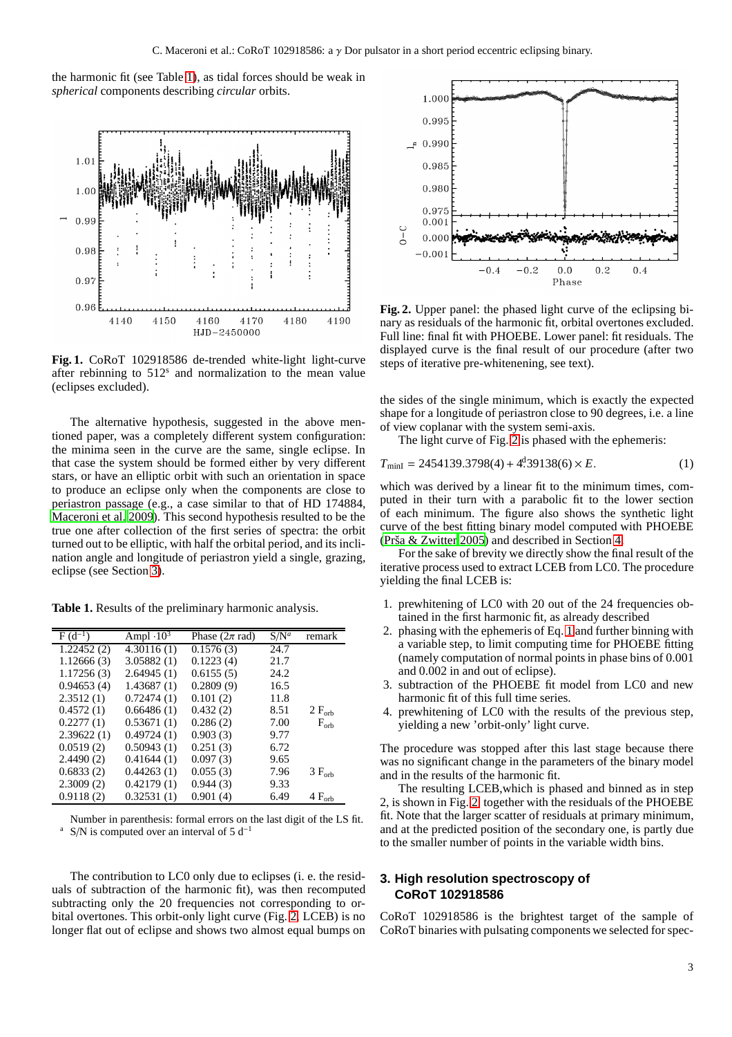the harmonic fit (see Table 1), as tidal forces should be weak in *spherical* components describing *circular* orbits.

**Fig. 1.** CoRoT 102918586 de-trended white-light light-curve after rebinning to $512^s$ and normalization to the mean value (eclipses excluded).

The alternative hypothesis, suggested in the above mentioned paper, was a completely different system configuration: the minima seen in the curve are the same, single eclipse. In that case the system should be formed either by very different stars, or have an elliptic orbit with such an orientation in space to produce an eclipse only when the components are close to periastron passage (e.g., a case similar to that of HD 174884, Maceroni et al. 2009). This second hypothesis resulted to be the true one after collection of the first series of spectra: the orbit turned out to be elliptic, with half the orbital period, and its inclination angle and longitude of periastron yield a single, grazing, eclipse (see Section 3).

**Table 1.** Results of the preliminary harmonic analysis.

| F ($d^{-1}$) | Ampl $\cdot 10^3$ | Phase ($2\pi$ rad) | S/N[a] | remark |
|---|---|---|---|---|
| 1.22452 (2) | 4.30116 (1) | 0.1576 (3) | 24.7 | |
| 1.12666 (3) | 3.05882 (1) | 0.1223 (4) | 21.7 | |
| 1.17256 (3) | 2.64945 (1) | 0.6155 (5) | 24.2 | |
| 0.94653 (4) | 1.43687 (1) | 0.2809 (9) | 16.5 | |
| 2.3512 (1) | 0.72474 (1) | 0.101 (2) | 11.8 | |
| 0.4572 (1) | 0.66486 (1) | 0.432 (2) | 8.51 | 2 $F_{orb}$ |
| 0.2277 (1) | 0.53671 (1) | 0.286 (2) | 7.00 | $F_{orb}$ |
| 2.39622 (1) | 0.49724 (1) | 0.903 (3) | 9.77 | |
| 0.0519 (2) | 0.50943 (1) | 0.251 (3) | 6.72 | |
| 2.4490 (2) | 0.41644 (1) | 0.097 (3) | 9.65 | |
| 0.6833 (2) | 0.44263 (1) | 0.055 (3) | 7.96 | 3 $F_{orb}$ |
| 2.3009 (2) | 0.42179 (1) | 0.944 (3) | 9.33 | |
| 0.9118 (2) | 0.32531 (1) | 0.901 (4) | 6.49 | 4 $F_{orb}$ |

Number in parenthesis: formal errors on the last digit of the LS fit.
[a] S/N is computed over an interval of 5 $d^{-1}$

The contribution to LC0 only due to eclipses (i. e. the residuals of subtraction of the harmonic fit), was then recomputed subtracting only the 20 frequencies not corresponding to orbital overtones. This orbit-only light curve (Fig. 2, LCEB) is no longer flat out of eclipse and shows two almost equal bumps on the sides of the single minimum, which is exactly the expected shape for a longitude of periastron close to 90 degrees, i.e. a line of view coplanar with the system semi-axis.

**Fig. 2.** Upper panel: the phased light curve of the eclipsing binary as residuals of the harmonic fit, orbital overtones excluded. Full line: final fit with PHOEBE. Lower panel: fit residuals. The displayed curve is the final result of our procedure (after two steps of iterative pre-whitening, see text).

The light curve of Fig. 2 is phased with the ephemeris:

$$T_{\rm minI} = 2454139.3798(4) + 4^{\rm d}\!.39138(6) \times E. \tag{1}$$

which was derived by a linear fit to the minimum times, computed in their turn with a parabolic fit to the lower section of each minimum. The figure also shows the synthetic light curve of the best fitting binary model computed with PHOEBE (Prša & Zwitter 2005) and described in Section 4.

For the sake of brevity we directly show the final result of the iterative process used to extract LCEB from LC0. The procedure yielding the final LCEB is:

1. prewhitening of LC0 with 20 out of the 24 frequencies obtained in the first harmonic fit, as already described
2. phasing with the ephemeris of Eq. 1 and further binning with a variable step, to limit computing time for PHOEBE fitting (namely computation of normal points in phase bins of 0.001 and 0.002 in and out of eclipse).
3. subtraction of the PHOEBE fit model from LC0 and new harmonic fit of this full time series.
4. prewhitening of LC0 with the results of the previous step, yielding a new 'orbit-only' light curve.

The procedure was stopped after this last stage because there was no significant change in the parameters of the binary model and in the results of the harmonic fit.

The resulting LCEB,which is phased and binned as in step 2, is shown in Fig. 2, together with the residuals of the PHOEBE fit. Note that the larger scatter of residuals at primary minimum, and at the predicted position of the secondary one, is partly due to the smaller number of points in the variable width bins.

## 3. High resolution spectroscopy of CoRoT 102918586

CoRoT 102918586 is the brightest target of the sample of CoRoT binaries with pulsating components we selected for spec-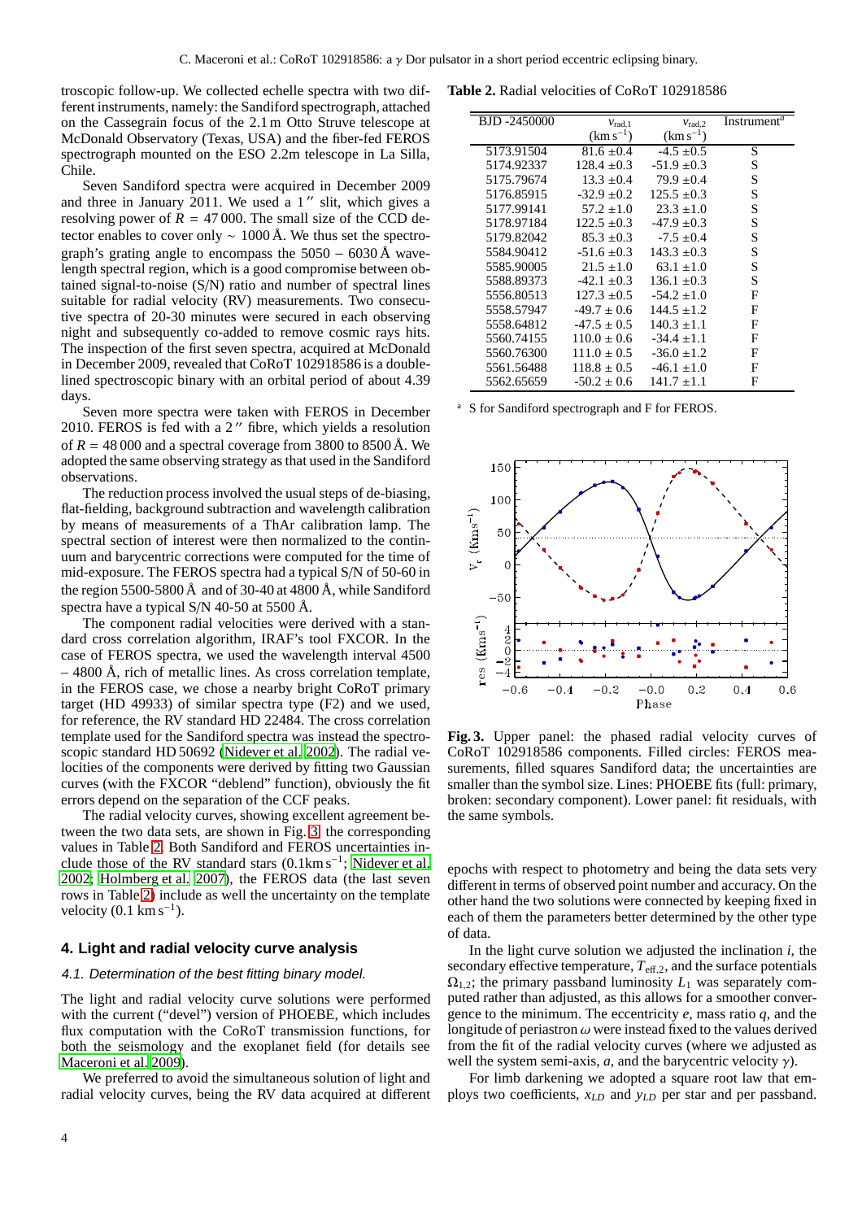troscopic follow-up. We collected echelle spectra with two different instruments, namely: the Sandiford spectrograph, attached on the Cassegrain focus of the 2.1 m Otto Struve telescope at McDonald Observatory (Texas, USA) and the fiber-fed FEROS spectrograph mounted on the ESO 2.2m telescope in La Silla, Chile.

Seven Sandiford spectra were acquired in December 2009 and three in January 2011. We used a 1 ″ slit, which gives a resolving power of $R = 47\,000$. The small size of the CCD detector enables to cover only $\sim$ 1000 Å. We thus set the spectrograph's grating angle to encompass the 5050 – 6030 Å wavelength spectral region, which is a good compromise between obtained signal-to-noise (S/N) ratio and number of spectral lines suitable for radial velocity (RV) measurements. Two consecutive spectra of 20-30 minutes were secured in each observing night and subsequently co-added to remove cosmic rays hits. The inspection of the first seven spectra, acquired at McDonald in December 2009, revealed that CoRoT 102918586 is a double-lined spectroscopic binary with an orbital period of about 4.39 days.

Seven more spectra were taken with FEROS in December 2010. FEROS is fed with a 2 ″ fibre, which yields a resolution of $R = 48\,000$ and a spectral coverage from 3800 to 8500 Å. We adopted the same observing strategy as that used in the Sandiford observations.

The reduction process involved the usual steps of de-biasing, flat-fielding, background subtraction and wavelength calibration by means of measurements of a ThAr calibration lamp. The spectral section of interest were then normalized to the continuum and barycentric corrections were computed for the time of mid-exposure. The FEROS spectra had a typical S/N of 50-60 in the region 5500-5800 Å and of 30-40 at 4800 Å, while Sandiford spectra have a typical S/N 40-50 at 5500 Å.

The component radial velocities were derived with a standard cross correlation algorithm, IRAF's tool FXCOR. In the case of FEROS spectra, we used the wavelength interval 4500 – 4800 Å, rich of metallic lines. As cross correlation template, in the FEROS case, we chose a nearby bright CoRoT primary target (HD 49933) of similar spectra type (F2) and we used, for reference, the RV standard HD 22484. The cross correlation template used for the Sandiford spectra was instead the spectroscopic standard HD 50692 (Nidever et al. 2002). The radial velocities of the components were derived by fitting two Gaussian curves (with the FXCOR "deblend" function), obviously the fit errors depend on the separation of the CCF peaks.

The radial velocity curves, showing excellent agreement between the two data sets, are shown in Fig. 3, the corresponding values in Table 2. Both Sandiford and FEROS uncertainties include those of the RV standard stars (0.1km s$^{-1}$; Nidever et al. 2002; Holmberg et al. 2007), the FEROS data (the last seven rows in Table 2) include as well the uncertainty on the template velocity (0.1 km s$^{-1}$).

**Table 2.** Radial velocities of CoRoT 102918586

| BJD -2450000 | $v_{\rm rad,1}$ (km s$^{-1}$) | $v_{\rm rad,2}$ (km s$^{-1}$) | Instrument[a] |
|---|---|---|---|
| 5173.91504 | 81.6 ±0.4 | -4.5 ±0.5 | S |
| 5174.92337 | 128.4 ±0.3 | -51.9 ±0.3 | S |
| 5175.79674 | 13.3 ±0.4 | 79.9 ±0.4 | S |
| 5176.85915 | -32.9 ±0.2 | 125.5 ±0.3 | S |
| 5177.99141 | 57.2 ±1.0 | 23.3 ±1.0 | S |
| 5178.97184 | 122.5 ±0.3 | -47.9 ±0.3 | S |
| 5179.82042 | 85.3 ±0.3 | -7.5 ±0.4 | S |
| 5584.90412 | -51.6 ±0.3 | 143.3 ±0.3 | S |
| 5585.90005 | 21.5 ±1.0 | 63.1 ±1.0 | S |
| 5588.89373 | -42.1 ±0.3 | 136.1 ±0.3 | S |
| 5556.80513 | 127.3 ±0.5 | -54.2 ±1.0 | F |
| 5558.57947 | -49.7 ± 0.6 | 144.5 ±1.2 | F |
| 5558.64812 | -47.5 ± 0.5 | 140.3 ±1.1 | F |
| 5560.74155 | 110.0 ± 0.6 | -34.4 ±1.1 | F |
| 5560.76300 | 111.0 ± 0.5 | -36.0 ±1.2 | F |
| 5561.56488 | 118.8 ± 0.5 | -46.1 ±1.0 | F |
| 5562.65659 | -50.2 ± 0.6 | 141.7 ±1.1 | F |

[a] S for Sandiford spectrograph and F for FEROS.

**Fig. 3.** Upper panel: the phased radial velocity curves of CoRoT 102918586 components. Filled circles: FEROS measurements, filled squares Sandiford data; the uncertainties are smaller than the symbol size. Lines: PHOEBE fits (full: primary, broken: secondary component). Lower panel: fit residuals, with the same symbols.

## 4. Light and radial velocity curve analysis

### 4.1. Determination of the best fitting binary model.

The light and radial velocity curve solutions were performed with the current ("devel") version of PHOEBE, which includes flux computation with the CoRoT transmission functions, for both the seismology and the exoplanet field (for details see Maceroni et al. 2009).

We preferred to avoid the simultaneous solution of light and radial velocity curves, being the RV data acquired at different epochs with respect to photometry and being the data sets very different in terms of observed point number and accuracy. On the other hand the two solutions were connected by keeping fixed in each of them the parameters better determined by the other type of data.

In the light curve solution we adjusted the inclination $i$, the secondary effective temperature, $T_{\rm eff,2}$, and the surface potentials $\Omega_{1,2}$; the primary passband luminosity $L_1$ was separately computed rather than adjusted, as this allows for a smoother convergence to the minimum. The eccentricity $e$, mass ratio $q$, and the longitude of periastron $\omega$ were instead fixed to the values derived from the fit of the radial velocity curves (where we adjusted as well the system semi-axis, $a$, and the barycentric velocity $\gamma$).

For limb darkening we adopted a square root law that employs two coefficients, $x_{LD}$ and $y_{LD}$ per star and per passband.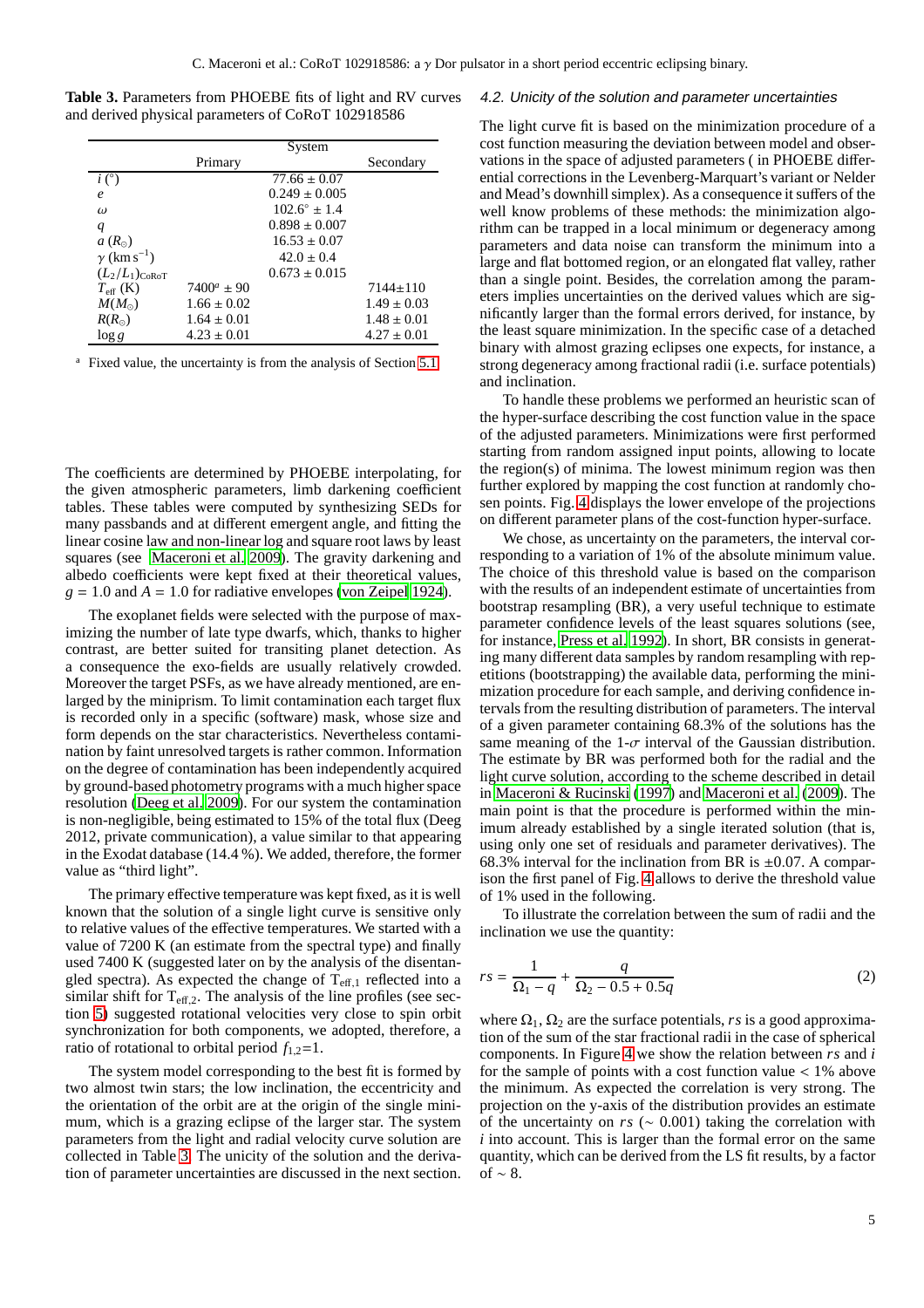**Table 3.** Parameters from PHOEBE fits of light and RV curves and derived physical parameters of CoRoT 102918586

| | Primary | System | Secondary |
|---|---|---|---|
| $i$ (°) | | $77.66 \pm 0.07$ | |
| $e$ | | $0.249 \pm 0.005$ | |
| $\omega$ | | $102.6^{\circ} \pm 1.4$ | |
| $q$ | | $0.898 \pm 0.007$ | |
| $a$ ($R_{\odot}$) | | $16.53 \pm 0.07$ | |
| $\gamma$ (km s$^{-1}$) | | $42.0 \pm 0.4$ | |
| $(L_2/L_1)_{\rm CoRoT}$ | | $0.673 \pm 0.015$ | |
| $T_{\rm eff}$ (K) | $7400^{a} \pm 90$ | | $7144 \pm 110$ |
| $M(M_{\odot})$ | $1.66 \pm 0.02$ | | $1.49 \pm 0.03$ |
| $R(R_{\odot})$ | $1.64 \pm 0.01$ | | $1.48 \pm 0.01$ |
| $\log g$ | $4.23 \pm 0.01$ | | $4.27 \pm 0.01$ |

[a] Fixed value, the uncertainty is from the analysis of Section 5.1

The coefficients are determined by PHOEBE interpolating, for the given atmospheric parameters, limb darkening coefficient tables. These tables were computed by synthesizing SEDs for many passbands and at different emergent angle, and fitting the linear cosine law and non-linear log and square root laws by least squares (see Maceroni et al. 2009). The gravity darkening and albedo coefficients were kept fixed at their theoretical values, $g = 1.0$ and $A = 1.0$ for radiative envelopes (von Zeipel 1924).

The exoplanet fields were selected with the purpose of maximizing the number of late type dwarfs, which, thanks to higher contrast, are better suited for transiting planet detection. As a consequence the exo-fields are usually relatively crowded. Moreover the target PSFs, as we have already mentioned, are enlarged by the miniprism. To limit contamination each target flux is recorded only in a specific (software) mask, whose size and form depends on the star characteristics. Nevertheless contamination by faint unresolved targets is rather common. Information on the degree of contamination has been independently acquired by ground-based photometry programs with a much higher space resolution (Deeg et al. 2009). For our system the contamination is non-negligible, being estimated to 15% of the total flux (Deeg 2012, private communication), a value similar to that appearing in the Exodat database (14.4 %). We added, therefore, the former value as "third light".

The primary effective temperature was kept fixed, as it is well known that the solution of a single light curve is sensitive only to relative values of the effective temperatures. We started with a value of 7200 K (an estimate from the spectral type) and finally used 7400 K (suggested later on by the analysis of the disentangled spectra). As expected the change of $T_{\rm eff,1}$ reflected into a similar shift for $T_{\rm eff,2}$. The analysis of the line profiles (see section 5) suggested rotational velocities very close to spin orbit synchronization for both components, we adopted, therefore, a ratio of rotational to orbital period $f_{1,2}$=1.

The system model corresponding to the best fit is formed by two almost twin stars; the low inclination, the eccentricity and the orientation of the orbit are at the origin of the single minimum, which is a grazing eclipse of the larger star. The system parameters from the light and radial velocity curve solution are collected in Table 3. The unicity of the solution and the derivation of parameter uncertainties are discussed in the next section.

### 4.2. Unicity of the solution and parameter uncertainties

The light curve fit is based on the minimization procedure of a cost function measuring the deviation between model and observations in the space of adjusted parameters ( in PHOEBE differential corrections in the Levenberg-Marquart's variant or Nelder and Mead's downhill simplex). As a consequence it suffers of the well know problems of these methods: the minimization algorithm can be trapped in a local minimum or degeneracy among parameters and data noise can transform the minimum into a large and flat bottomed region, or an elongated flat valley, rather than a single point. Besides, the correlation among the parameters implies uncertainties on the derived values which are significantly larger than the formal errors derived, for instance, by the least square minimization. In the specific case of a detached binary with almost grazing eclipses one expects, for instance, a strong degeneracy among fractional radii (i.e. surface potentials) and inclination.

To handle these problems we performed an heuristic scan of the hyper-surface describing the cost function value in the space of the adjusted parameters. Minimizations were first performed starting from random assigned input points, allowing to locate the region(s) of minima. The lowest minimum region was then further explored by mapping the cost function at randomly chosen points. Fig. 4 displays the lower envelope of the projections on different parameter plans of the cost-function hyper-surface.

We chose, as uncertainty on the parameters, the interval corresponding to a variation of 1% of the absolute minimum value. The choice of this threshold value is based on the comparison with the results of an independent estimate of uncertainties from bootstrap resampling (BR), a very useful technique to estimate parameter confidence levels of the least squares solutions (see, for instance, Press et al. 1992). In short, BR consists in generating many different data samples by random resampling with repetitions (bootstrapping) the available data, performing the minimization procedure for each sample, and deriving confidence intervals from the resulting distribution of parameters. The interval of a given parameter containing 68.3% of the solutions has the same meaning of the 1-$\sigma$ interval of the Gaussian distribution. The estimate by BR was performed both for the radial and the light curve solution, according to the scheme described in detail in Maceroni & Rucinski (1997) and Maceroni et al. (2009). The main point is that the procedure is performed within the minimum already established by a single iterated solution (that is, using only one set of residuals and parameter derivatives). The 68.3% interval for the inclination from BR is $\pm 0.07$. A comparison the first panel of Fig. 4 allows to derive the threshold value of 1% used in the following.

To illustrate the correlation between the sum of radii and the inclination we use the quantity:

$$rs = \frac{1}{\Omega_1 - q} + \frac{q}{\Omega_2 - 0.5 + 0.5q} \tag{2}$$

where $\Omega_1$, $\Omega_2$ are the surface potentials, $rs$ is a good approximation of the sum of the star fractional radii in the case of spherical components. In Figure 4 we show the relation between $rs$ and $i$ for the sample of points with a cost function value < 1% above the minimum. As expected the correlation is very strong. The projection on the y-axis of the distribution provides an estimate of the uncertainty on $rs$ ($\sim 0.001$) taking the correlation with $i$ into account. This is larger than the formal error on the same quantity, which can be derived from the LS fit results, by a factor of $\sim 8$.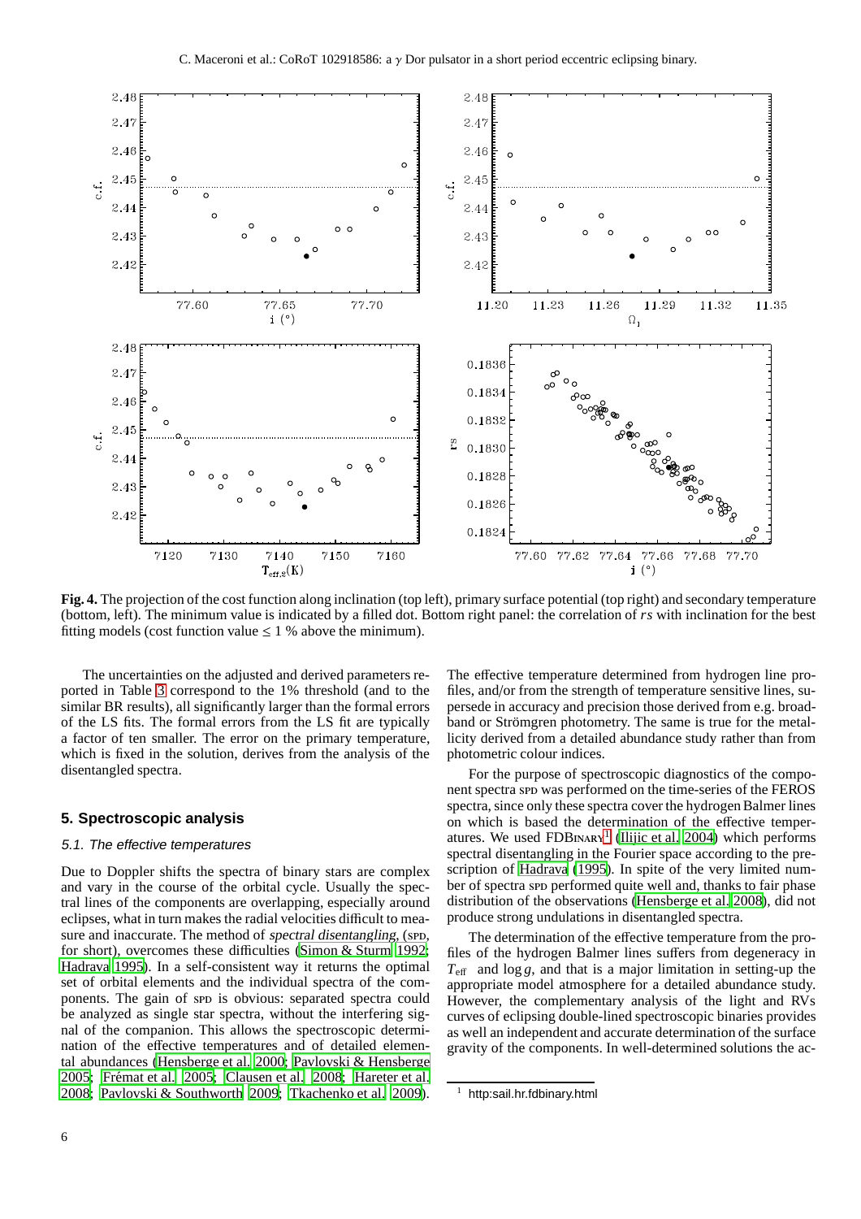**Fig. 4.** The projection of the cost function along inclination (top left), primary surface potential (top right) and secondary temperature (bottom, left). The minimum value is indicated by a filled dot. Bottom right panel: the correlation of $rs$ with inclination for the best fitting models (cost function value $\leq 1$ % above the minimum).

The uncertainties on the adjusted and derived parameters reported in Table 3 correspond to the 1% threshold (and to the similar BR results), all significantly larger than the formal errors of the LS fits. The formal errors from the LS fit are typically a factor of ten smaller. The error on the primary temperature, which is fixed in the solution, derives from the analysis of the disentangled spectra.

## 5. Spectroscopic analysis

### 5.1. The effective temperatures

Due to Doppler shifts the spectra of binary stars are complex and vary in the course of the orbital cycle. Usually the spectral lines of the components are overlapping, especially around eclipses, what in turn makes the radial velocities difficult to measure and inaccurate. The method of *spectral disentangling*, (SPD, for short), overcomes these difficulties (Simon & Sturm 1992; Hadrava 1995). In a self-consistent way it returns the optimal set of orbital elements and the individual spectra of the components. The gain of SPD is obvious: separated spectra could be analyzed as single star spectra, without the interfering signal of the companion. This allows the spectroscopic determination of the effective temperatures and of detailed elemental abundances (Hensberge et al. 2000; Pavlovski & Hensberge 2005; Frémat et al. 2005; Clausen et al. 2008; Hareter et al. 2008; Pavlovski & Southworth 2009; Tkachenko et al. 2009). The effective temperature determined from hydrogen line profiles, and/or from the strength of temperature sensitive lines, supersede in accuracy and precision those derived from e.g. broadband or Strömgren photometry. The same is true for the metallicity derived from a detailed abundance study rather than from photometric colour indices.

For the purpose of spectroscopic diagnostics of the component spectra SPD was performed on the time-series of the FEROS spectra, since only these spectra cover the hydrogen Balmer lines on which is based the determination of the effective temperatures. We used FDBINARY[1] (Ilijic et al. 2004) which performs spectral disentangling in the Fourier space according to the prescription of Hadrava (1995). In spite of the very limited number of spectra SPD performed quite well and, thanks to fair phase distribution of the observations (Hensberge et al. 2008), did not produce strong undulations in disentangled spectra.

The determination of the effective temperature from the profiles of the hydrogen Balmer lines suffers from degeneracy in $T_{\rm eff}$ and $\log g$, and that is a major limitation in setting-up the appropriate model atmosphere for a detailed abundance study. However, the complementary analysis of the light and RVs curves of eclipsing double-lined spectroscopic binaries provides as well an independent and accurate determination of the surface gravity of the components. In well-determined solutions the ac-

[1] http:sail.hr.fdbinary.html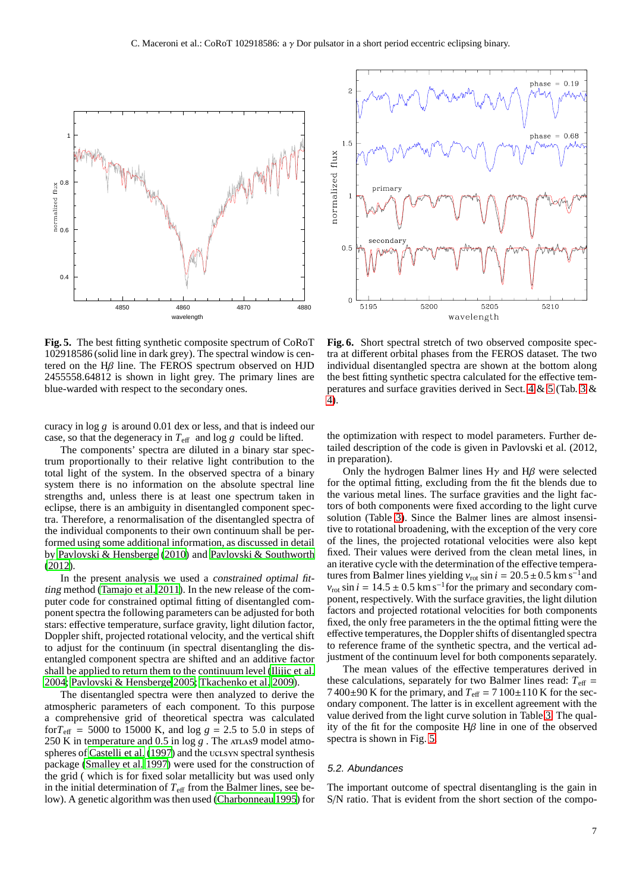Fig. 5. The best fitting synthetic composite spectrum of CoRoT 102918586 (solid line in dark grey). The spectral window is centered on the H$\beta$ line. The FEROS spectrum observed on HJD 2455558.64812 is shown in light grey. The primary lines are blue-warded with respect to the secondary ones.

Fig. 6. Short spectral stretch of two observed composite spectra at different orbital phases from the FEROS dataset. The two individual disentangled spectra are shown at the bottom along the best fitting synthetic spectra calculated for the effective temperatures and surface gravities derived in Sect. 4 & 5 (Tab. 3 & 4).

curacy in log $g$ is around 0.01 dex or less, and that is indeed our case, so that the degeneracy in $T_{\rm eff}$ and log $g$ could be lifted.

The components' spectra are diluted in a binary star spectrum proportionally to their relative light contribution to the total light of the system. In the observed spectra of a binary system there is no information on the absolute spectral line strengths and, unless there is at least one spectrum taken in eclipse, there is an ambiguity in disentangled component spectra. Therefore, a renormalisation of the disentangled spectra of the individual components to their own continuum shall be performed using some additional information, as discussed in detail by Pavlovski & Hensberge (2010) and Pavlovski & Southworth (2012).

In the present analysis we used a *constrained optimal fitting* method (Tamajo et al. 2011). In the new release of the computer code for constrained optimal fitting of disentangled component spectra the following parameters can be adjusted for both stars: effective temperature, surface gravity, light dilution factor, Doppler shift, projected rotational velocity, and the vertical shift to adjust for the continuum (in spectral disentangling the disentangled component spectra are shifted and an additive factor shall be applied to return them to the continuum level (Ilijic et al. 2004; Pavlovski & Hensberge 2005; Tkachenko et al. 2009).

The disentangled spectra were then analyzed to derive the atmospheric parameters of each component. To this purpose a comprehensive grid of theoretical spectra was calculated for$T_{\rm eff}$ = 5000 to 15000 K, and log $g$ = 2.5 to 5.0 in steps of 250 K in temperature and 0.5 in log $g$ . The ATLAS9 model atmospheres of Castelli et al. (1997) and the UCLSYN spectral synthesis package (Smalley et al. 1997) were used for the construction of the grid ( which is for fixed solar metallicity but was used only in the initial determination of $T_{\rm eff}$ from the Balmer lines, see below). A genetic algorithm was then used (Charbonneau 1995) for the optimization with respect to model parameters. Further detailed description of the code is given in Pavlovski et al. (2012, in preparation).

Only the hydrogen Balmer lines H$\gamma$ and H$\beta$ were selected for the optimal fitting, excluding from the fit the blends due to the various metal lines. The surface gravities and the light factors of both components were fixed according to the light curve solution (Table 3). Since the Balmer lines are almost insensitive to rotational broadening, with the exception of the very core of the lines, the projected rotational velocities were also kept fixed. Their values were derived from the clean metal lines, in an iterative cycle with the determination of the effective temperatures from Balmer lines yielding $v_{\rm rot} \sin i = 20.5 \pm 0.5$ km s$^{-1}$and $v_{\rm rot} \sin i = 14.5 \pm 0.5$ km s$^{-1}$for the primary and secondary component, respectively. With the surface gravities, the light dilution factors and projected rotational velocities for both components fixed, the only free parameters in the optimal fitting were the effective temperatures, the Doppler shifts of disentangled spectra to reference frame of the synthetic spectra, and the vertical adjustment of the continuum level for both components separately.

The mean values of the effective temperatures derived in these calculations, separately for two Balmer lines read: $T_{\rm eff}$ = 7 400$\pm$90 K for the primary, and $T_{\rm eff}$ = 7 100$\pm$110 K for the secondary component. The latter is in excellent agreement with the value derived from the light curve solution in Table 3. The quality of the fit for the composite H$\beta$ line in one of the observed spectra is shown in Fig. 5.

### 5.2. Abundances

The important outcome of spectral disentangling is the gain in S/N ratio. That is evident from the short section of the compo-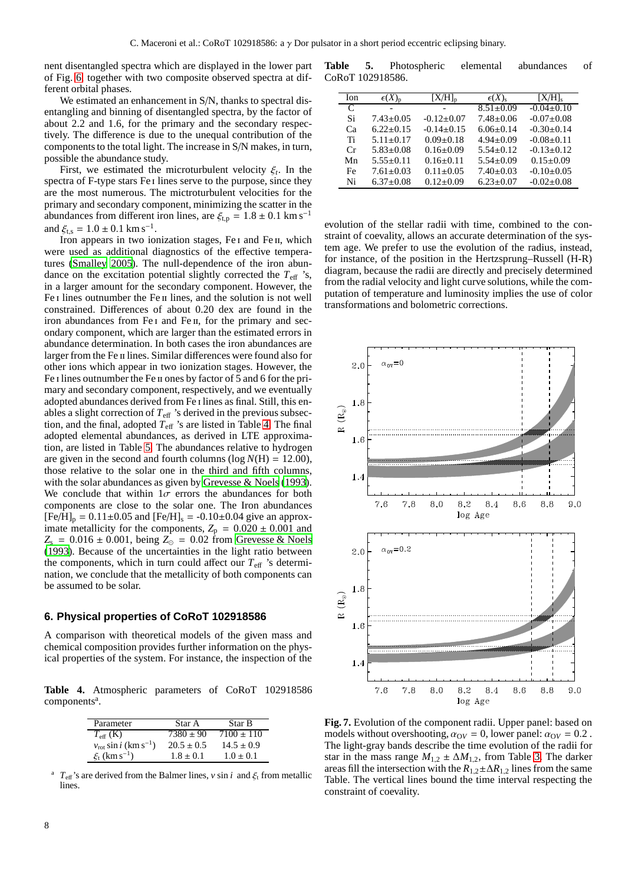nent disentangled spectra which are displayed in the lower part of Fig. 6 together with two composite observed spectra at different orbital phases.

We estimated an enhancement in S/N, thanks to spectral disentangling and binning of disentangled spectra, by the factor of about 2.2 and 1.6, for the primary and the secondary respectively. The difference is due to the unequal contribution of the components to the total light. The increase in S/N makes, in turn, possible the abundance study.

First, we estimated the microturbulent velocity $\xi_t$. In the spectra of F-type stars Fe I lines serve to the purpose, since they are the most numerous. The mictroturbulent velocities for the primary and secondary component, minimizing the scatter in the abundances from different iron lines, are $\xi_{t,p} = 1.8 \pm 0.1$ km s$^{-1}$ and $\xi_{t,s} = 1.0 \pm 0.1$ km s$^{-1}$.

Iron appears in two ionization stages, Fe I and Fe II, which were used as additional diagnostics of the effective temperatures (Smalley 2005). The null-dependence of the iron abundance on the excitation potential slightly corrected the $T_{\rm eff}$ 's, in a larger amount for the secondary component. However, the Fe I lines outnumber the Fe II lines, and the solution is not well constrained. Differences of about 0.20 dex are found in the iron abundances from Fe I and Fe II, for the primary and secondary component, which are larger than the estimated errors in abundance determination. In both cases the iron abundances are larger from the Fe II lines. Similar differences were found also for other ions which appear in two ionization stages. However, the Fe I lines outnumber the Fe II ones by factor of 5 and 6 for the primary and secondary component, respectively, and we eventually adopted abundances derived from Fe I lines as final. Still, this enables a slight correction of $T_{\rm eff}$ 's derived in the previous subsection, and the final, adopted $T_{\rm eff}$ 's are listed in Table 4. The final adopted elemental abundances, as derived in LTE approximation, are listed in Table 5. The abundances relative to hydrogen are given in the second and fourth columns ($\log N({\rm H}) = 12.00$), those relative to the solar one in the third and fifth columns, with the solar abundances as given by Grevesse & Noels (1993). We conclude that within $1\sigma$ errors the abundances for both components are close to the solar one. The Iron abundances $[{\rm Fe/H}]_{\rm p} = 0.11 \pm 0.05$ and $[{\rm Fe/H}]_{\rm s} = -0.10 \pm 0.04$ give an approximate metallicity for the components, $Z_{\rm p} = 0.020 \pm 0.001$ and $Z_{\rm s} = 0.016 \pm 0.001$, being $Z_\odot = 0.02$ from Grevesse & Noels (1993). Because of the uncertainties in the light ratio between the components, which in turn could affect our $T_{\rm eff}$ 's determination, we conclude that the metallicity of both components can be assumed to be solar.

## 6. Physical properties of CoRoT 102918586

A comparison with theoretical models of the given mass and chemical composition provides further information on the physical properties of the system. For instance, the inspection of the evolution of the stellar radii with time, combined to the constraint of coevality, allows an accurate determination of the system age. We prefer to use the evolution of the radius, instead, for instance, of the position in the Hertzsprung–Russell (H-R) diagram, because the radii are directly and precisely determined from the radial velocity and light curve solutions, while the computation of temperature and luminosity implies the use of color transformations and bolometric corrections.

**Table 4.** Atmospheric parameters of CoRoT 102918586 components[a].

| Parameter | Star A | Star B |
|---|---|---|
| $T_{\rm eff}$ (K) | $7380 \pm 90$ | $7100 \pm 110$ |
| $v_{\rm rot} \sin i$ (km s$^{-1}$) | $20.5 \pm 0.5$ | $14.5 \pm 0.9$ |
| $\xi_{\rm t}$ (km s$^{-1}$) | $1.8 \pm 0.1$ | $1.0 \pm 0.1$ |

[a] $T_{\rm eff}$ 's are derived from the Balmer lines, $v \sin i$ and $\xi_{\rm t}$ from metallic lines.

**Table 5.** Photospheric elemental abundances of CoRoT 102918586.

| Ion | $\epsilon(X)_{\rm p}$ | $[{\rm X/H}]_{\rm p}$ | $\epsilon(X)_{\rm s}$ | $[{\rm X/H}]_{\rm s}$ |
|---|---|---|---|---|
| C | - | - | $8.51 \pm 0.09$ | $-0.04 \pm 0.10$ |
| Si | $7.43 \pm 0.05$ | $-0.12 \pm 0.07$ | $7.48 \pm 0.06$ | $-0.07 \pm 0.08$ |
| Ca | $6.22 \pm 0.15$ | $-0.14 \pm 0.15$ | $6.06 \pm 0.14$ | $-0.30 \pm 0.14$ |
| Ti | $5.11 \pm 0.17$ | $0.09 \pm 0.18$ | $4.94 \pm 0.09$ | $-0.08 \pm 0.11$ |
| Cr | $5.83 \pm 0.08$ | $0.16 \pm 0.09$ | $5.54 \pm 0.12$ | $-0.13 \pm 0.12$ |
| Mn | $5.55 \pm 0.11$ | $0.16 \pm 0.11$ | $5.54 \pm 0.09$ | $0.15 \pm 0.09$ |
| Fe | $7.61 \pm 0.03$ | $0.11 \pm 0.05$ | $7.40 \pm 0.03$ | $-0.10 \pm 0.05$ |
| Ni | $6.37 \pm 0.08$ | $0.12 \pm 0.09$ | $6.23 \pm 0.07$ | $-0.02 \pm 0.08$ |

**Fig. 7.** Evolution of the component radii. Upper panel: based on models without overshooting, $\alpha_{\rm OV} = 0$, lower panel: $\alpha_{\rm OV} = 0.2$ . The light-gray bands describe the time evolution of the radii for star in the mass range $M_{1,2} \pm \Delta M_{1,2}$, from Table 3. The darker areas fill the intersection with the $R_{1,2} \pm \Delta R_{1,2}$ lines from the same Table. The vertical lines bound the time interval respecting the constraint of coevality.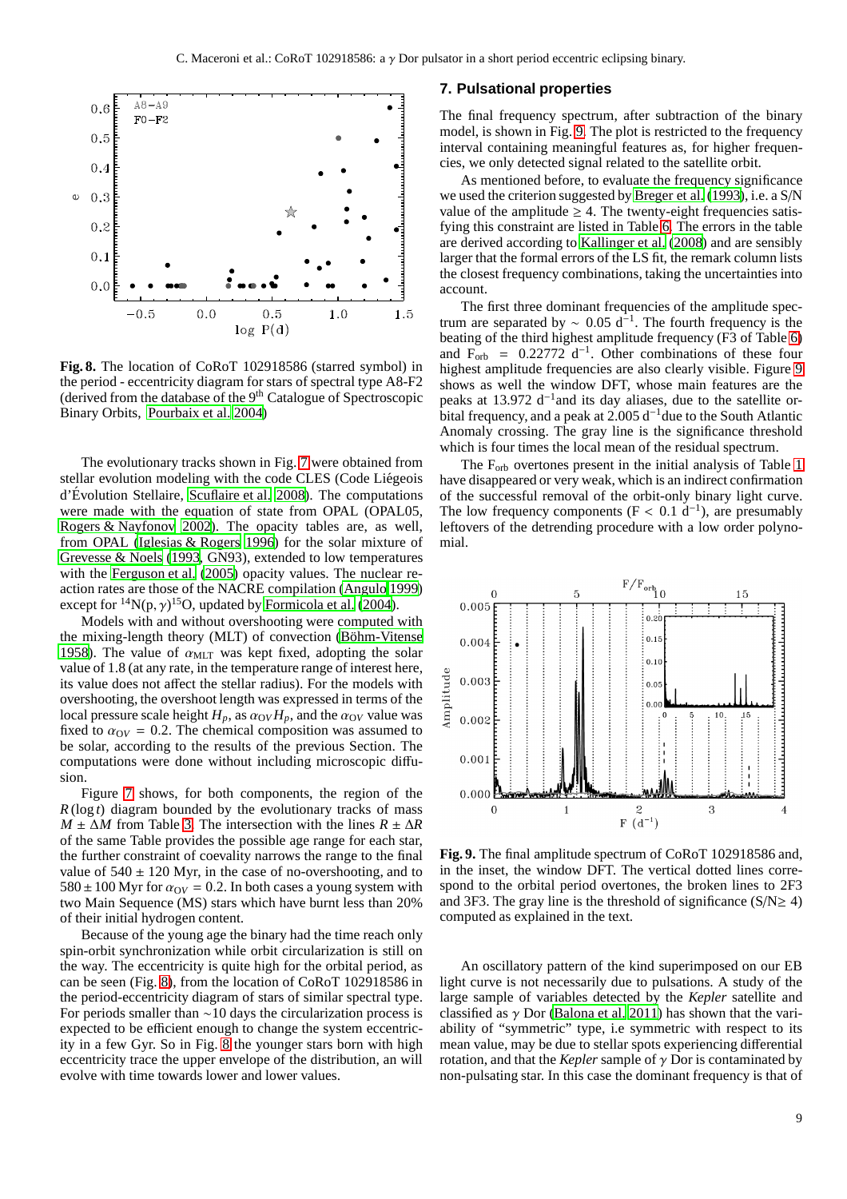**Fig. 8.** The location of CoRoT 102918586 (starred symbol) in the period - eccentricity diagram for stars of spectral type A8-F2 (derived from the database of the 9$^{th}$ Catalogue of Spectroscopic Binary Orbits, Pourbaix et al. 2004)

The evolutionary tracks shown in Fig. 7 were obtained from stellar evolution modeling with the code CLES (Code Liégeois d'Évolution Stellaire, Scuflaire et al. 2008). The computations were made with the equation of state from OPAL (OPAL05, Rogers & Nayfonov 2002). The opacity tables are, as well, from OPAL (Iglesias & Rogers 1996) for the solar mixture of Grevesse & Noels (1993, GN93), extended to low temperatures with the Ferguson et al. (2005) opacity values. The nuclear reaction rates are those of the NACRE compilation (Angulo 1999) except for $^{14}$N(p, $\gamma$)$^{15}$O, updated by Formicola et al. (2004).

Models with and without overshooting were computed with the mixing-length theory (MLT) of convection (Böhm-Vitense 1958). The value of $\alpha_{\mathrm{MLT}}$ was kept fixed, adopting the solar value of 1.8 (at any rate, in the temperature range of interest here, its value does not affect the stellar radius). For the models with overshooting, the overshoot length was expressed in terms of the local pressure scale height $H_p$, as $\alpha_{OV} H_p$, and the $\alpha_{\mathrm{OV}}$ value was fixed to $\alpha_{OV} = 0.2$. The chemical composition was assumed to be solar, according to the results of the previous Section. The computations were done without including microscopic diffusion.

Figure 7 shows, for both components, the region of the $R(\log t)$ diagram bounded by the evolutionary tracks of mass $M \pm \Delta M$ from Table 3. The intersection with the lines $R \pm \Delta R$ of the same Table provides the possible age range for each star, the further constraint of coevality narrows the range to the final value of $540 \pm 120$ Myr, in the case of no-overshooting, and to $580 \pm 100$ Myr for $\alpha_{OV} = 0.2$. In both cases a young system with two Main Sequence (MS) stars which have burnt less than 20% of their initial hydrogen content.

Because of the young age the binary had the time reach only spin-orbit synchronization while orbit circularization is still on the way. The eccentricity is quite high for the orbital period, as can be seen (Fig. 8), from the location of CoRoT 102918586 in the period-eccentricity diagram of stars of similar spectral type. For periods smaller than ~10 days the circularization process is expected to be efficient enough to change the system eccentricity in a few Gyr. So in Fig. 8 the younger stars born with high eccentricity trace the upper envelope of the distribution, an will evolve with time towards lower and lower values.

## 7. Pulsational properties

The final frequency spectrum, after subtraction of the binary model, is shown in Fig. 9. The plot is restricted to the frequency interval containing meaningful features as, for higher frequencies, we only detected signal related to the satellite orbit.

As mentioned before, to evaluate the frequency significance we used the criterion suggested by Breger et al. (1993), i.e. a S/N value of the amplitude $\geq 4$. The twenty-eight frequencies satisfying this constraint are listed in Table 6. The errors in the table are derived according to Kallinger et al. (2008) and are sensibly larger that the formal errors of the LS fit, the remark column lists the closest frequency combinations, taking the uncertainties into account.

The first three dominant frequencies of the amplitude spectrum are separated by $\sim 0.05$ d$^{-1}$. The fourth frequency is the beating of the third highest amplitude frequency (F3 of Table 6) and $\mathrm{F_{orb}} = 0.22772$ d$^{-1}$. Other combinations of these four highest amplitude frequencies are also clearly visible. Figure 9 shows as well the window DFT, whose main features are the peaks at 13.972 d$^{-1}$and its day aliases, due to the satellite orbital frequency, and a peak at 2.005 d$^{-1}$due to the South Atlantic Anomaly crossing. The gray line is the significance threshold which is four times the local mean of the residual spectrum.

The $\mathrm{F_{orb}}$ overtones present in the initial analysis of Table 1 have disappeared or very weak, which is an indirect confirmation of the successful removal of the orbit-only binary light curve. The low frequency components (F < 0.1 d$^{-1}$), are presumably leftovers of the detrending procedure with a low order polynomial.

**Fig. 9.** The final amplitude spectrum of CoRoT 102918586 and, in the inset, the window DFT. The vertical dotted lines correspond to the orbital period overtones, the broken lines to 2F3 and 3F3. The gray line is the threshold of significance (S/N≥ 4) computed as explained in the text.

An oscillatory pattern of the kind superimposed on our EB light curve is not necessarily due to pulsations. A study of the large sample of variables detected by the *Kepler* satellite and classified as $\gamma$ Dor (Balona et al. 2011) has shown that the variability of "symmetric" type, i.e symmetric with respect to its mean value, may be due to stellar spots experiencing differential rotation, and that the *Kepler* sample of $\gamma$ Dor is contaminated by non-pulsating star. In this case the dominant frequency is that of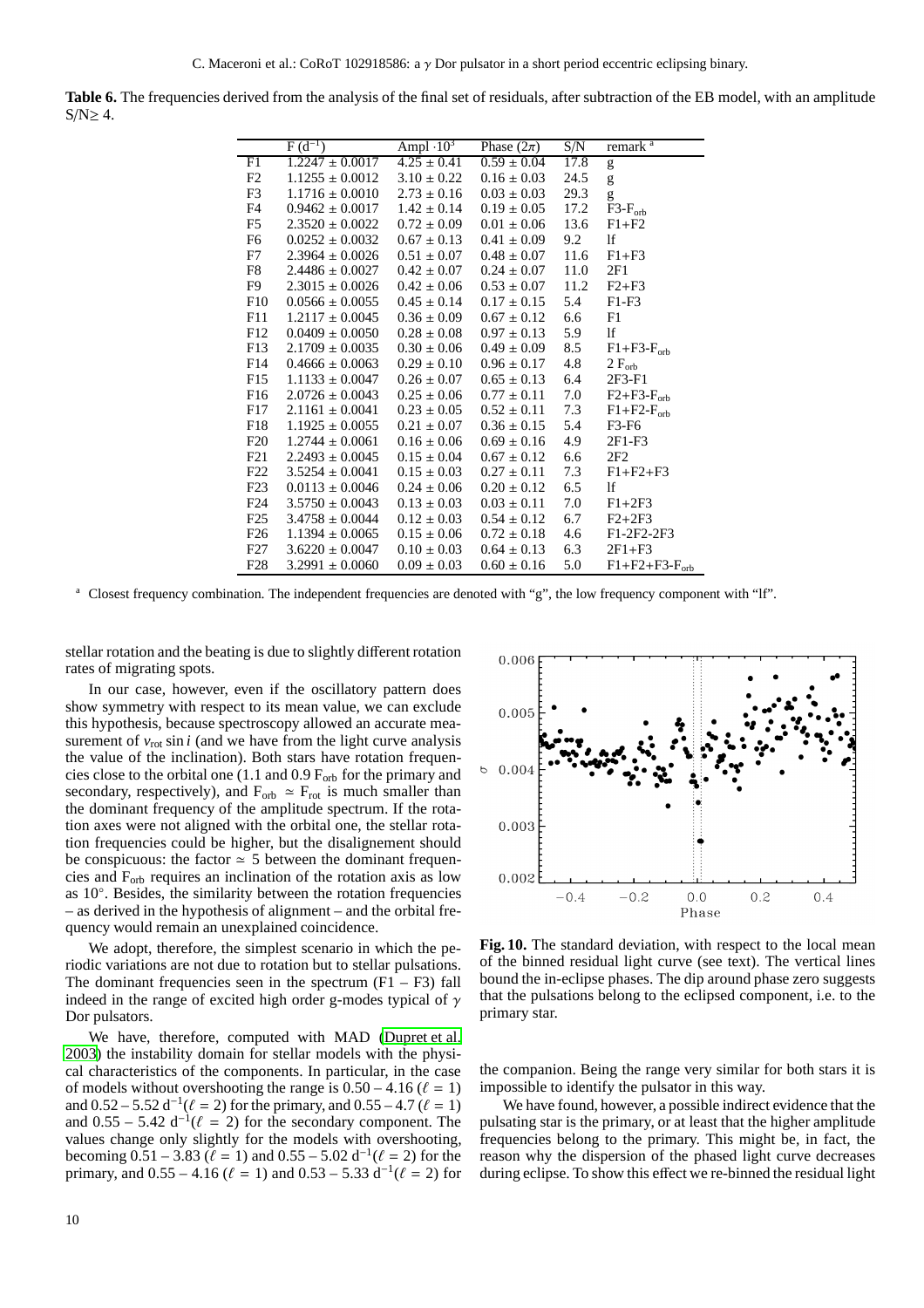**Table 6.** The frequencies derived from the analysis of the final set of residuals, after subtraction of the EB model, with an amplitude S/N≥ 4.

| | F ($d^{-1}$) | Ampl $\cdot 10^3$ | Phase ($2\pi$) | S/N | remark [a] |
|---|---|---|---|---|---|
| F1 | $1.2247 \pm 0.0017$ | $4.25 \pm 0.41$ | $0.59 \pm 0.04$ | 17.8 | g |
| F2 | $1.1255 \pm 0.0012$ | $3.10 \pm 0.22$ | $0.16 \pm 0.03$ | 24.5 | g |
| F3 | $1.1716 \pm 0.0010$ | $2.73 \pm 0.16$ | $0.03 \pm 0.03$ | 29.3 | g |
| F4 | $0.9462 \pm 0.0017$ | $1.42 \pm 0.14$ | $0.19 \pm 0.05$ | 17.2 | F3-$F_{orb}$ |
| F5 | $2.3520 \pm 0.0022$ | $0.72 \pm 0.09$ | $0.01 \pm 0.06$ | 13.6 | F1+F2 |
| F6 | $0.0252 \pm 0.0032$ | $0.67 \pm 0.13$ | $0.41 \pm 0.09$ | 9.2 | lf |
| F7 | $2.3964 \pm 0.0026$ | $0.51 \pm 0.07$ | $0.48 \pm 0.07$ | 11.6 | F1+F3 |
| F8 | $2.4486 \pm 0.0027$ | $0.42 \pm 0.07$ | $0.24 \pm 0.07$ | 11.0 | 2F1 |
| F9 | $2.3015 \pm 0.0026$ | $0.42 \pm 0.06$ | $0.53 \pm 0.07$ | 11.2 | F2+F3 |
| F10 | $0.0566 \pm 0.0055$ | $0.45 \pm 0.14$ | $0.17 \pm 0.15$ | 5.4 | F1-F3 |
| F11 | $1.2117 \pm 0.0045$ | $0.36 \pm 0.09$ | $0.67 \pm 0.12$ | 6.6 | F1 |
| F12 | $0.0409 \pm 0.0050$ | $0.28 \pm 0.08$ | $0.97 \pm 0.13$ | 5.9 | lf |
| F13 | $2.1709 \pm 0.0035$ | $0.30 \pm 0.06$ | $0.49 \pm 0.09$ | 8.5 | F1+F3-$F_{orb}$ |
| F14 | $0.4666 \pm 0.0063$ | $0.29 \pm 0.10$ | $0.96 \pm 0.17$ | 4.8 | 2 $F_{orb}$ |
| F15 | $1.1133 \pm 0.0047$ | $0.26 \pm 0.07$ | $0.65 \pm 0.13$ | 6.4 | 2F3-F1 |
| F16 | $2.0726 \pm 0.0043$ | $0.25 \pm 0.06$ | $0.77 \pm 0.11$ | 7.0 | F2+F3-$F_{orb}$ |
| F17 | $2.1161 \pm 0.0041$ | $0.23 \pm 0.05$ | $0.52 \pm 0.11$ | 7.3 | F1+F2-$F_{orb}$ |
| F18 | $1.1925 \pm 0.0055$ | $0.21 \pm 0.07$ | $0.36 \pm 0.15$ | 5.4 | F3-F6 |
| F20 | $1.2744 \pm 0.0061$ | $0.16 \pm 0.06$ | $0.69 \pm 0.16$ | 4.9 | 2F1-F3 |
| F21 | $2.2493 \pm 0.0045$ | $0.15 \pm 0.04$ | $0.67 \pm 0.12$ | 6.6 | 2F2 |
| F22 | $3.5254 \pm 0.0041$ | $0.15 \pm 0.03$ | $0.27 \pm 0.11$ | 7.3 | F1+F2+F3 |
| F23 | $0.0113 \pm 0.0046$ | $0.24 \pm 0.06$ | $0.20 \pm 0.12$ | 6.5 | lf |
| F24 | $3.5750 \pm 0.0043$ | $0.13 \pm 0.03$ | $0.03 \pm 0.11$ | 7.0 | F1+2F3 |
| F25 | $3.4758 \pm 0.0044$ | $0.12 \pm 0.03$ | $0.54 \pm 0.12$ | 6.7 | F2+2F3 |
| F26 | $1.1394 \pm 0.0065$ | $0.15 \pm 0.06$ | $0.72 \pm 0.18$ | 4.6 | F1-2F2-2F3 |
| F27 | $3.6220 \pm 0.0047$ | $0.10 \pm 0.03$ | $0.64 \pm 0.13$ | 6.3 | 2F1+F3 |
| F28 | $3.2991 \pm 0.0060$ | $0.09 \pm 0.03$ | $0.60 \pm 0.16$ | 5.0 | F1+F2+F3-$F_{orb}$ |

[a] Closest frequency combination. The independent frequencies are denoted with "g", the low frequency component with "lf".

stellar rotation and the beating is due to slightly different rotation rates of migrating spots.

In our case, however, even if the oscillatory pattern does show symmetry with respect to its mean value, we can exclude this hypothesis, because spectroscopy allowed an accurate measurement of $v_{rot} \sin i$ (and we have from the light curve analysis the value of the inclination). Both stars have rotation frequencies close to the orbital one (1.1 and 0.9 $F_{orb}$ for the primary and secondary, respectively), and $F_{orb} \simeq F_{rot}$ is much smaller than the dominant frequency of the amplitude spectrum. If the rotation axes were not aligned with the orbital one, the stellar rotation frequencies could be higher, but the disalignement should be conspicuous: the factor $\simeq 5$ between the dominant frequencies and $F_{orb}$ requires an inclination of the rotation axis as low as 10°. Besides, the similarity between the rotation frequencies – as derived in the hypothesis of alignment – and the orbital frequency would remain an unexplained coincidence.

We adopt, therefore, the simplest scenario in which the periodic variations are not due to rotation but to stellar pulsations. The dominant frequencies seen in the spectrum (F1 – F3) fall indeed in the range of excited high order g-modes typical of $\gamma$ Dor pulsators.

We have, therefore, computed with MAD (Dupret et al. 2003) the instability domain for stellar models with the physical characteristics of the components. In particular, in the case of models without overshooting the range is 0.50 – 4.16 ($\ell = 1$) and 0.52 – 5.52 $d^{-1}$($\ell = 2$) for the primary, and 0.55 – 4.7 ($\ell = 1$) and 0.55 – 5.42 $d^{-1}$($\ell = 2$) for the secondary component. The values change only slightly for the models with overshooting, becoming 0.51 – 3.83 ($\ell = 1$) and 0.55 – 5.02 $d^{-1}$($\ell = 2$) for the primary, and 0.55 – 4.16 ($\ell = 1$) and 0.53 – 5.33 $d^{-1}$($\ell = 2$) for the companion. Being the range very similar for both stars it is impossible to identify the pulsator in this way.

**Fig. 10.** The standard deviation, with respect to the local mean of the binned residual light curve (see text). The vertical lines bound the in-eclipse phases. The dip around phase zero suggests that the pulsations belong to the eclipsed component, i.e. to the primary star.

We have found, however, a possible indirect evidence that the pulsating star is the primary, or at least that the higher amplitude frequencies belong to the primary. This might be, in fact, the reason why the dispersion of the phased light curve decreases during eclipse. To show this effect we re-binned the residual light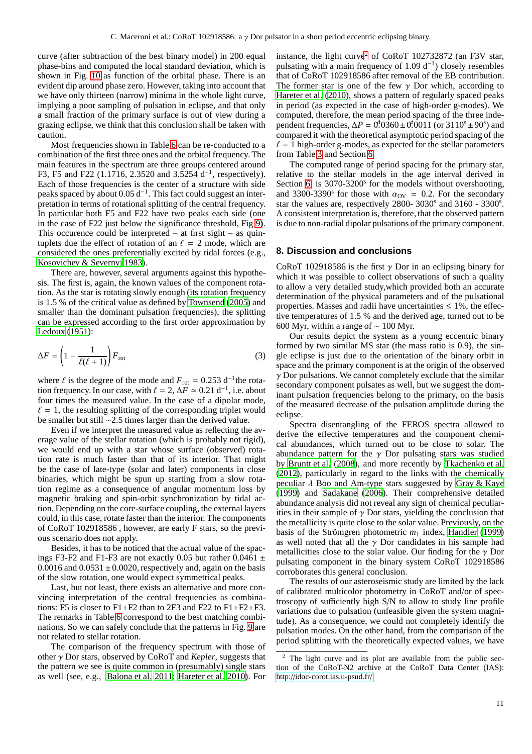curve (after subtraction of the best binary model) in 200 equal phase-bins and computed the local standard deviation, which is shown in Fig. 10 as function of the orbital phase. There is an evident dip around phase zero. However, taking into account that we have only thirteen (narrow) minima in the whole light curve, implying a poor sampling of pulsation in eclipse, and that only a small fraction of the primary surface is out of view during a grazing eclipse, we think that this conclusion shall be taken with caution.

Most frequencies shown in Table 6 can be re-conducted to a combination of the first three ones and the orbital frequency. The main features in the spectrum are three groups centered around F3, F5 and F22 (1.1716, 2.3520 and 3.5254 $d^{-1}$, respectively). Each of those frequencies is the center of a structure with side peaks spaced by about 0.05 $d^{-1}$. This fact could suggest an interpretation in terms of rotational splitting of the central frequency. In particular both F5 and F22 have two peaks each side (one in the case of F22 just below the significance threshold, Fig 9). This occurence could be interpreted – at first sight – as quintuplets due the effect of rotation of an $\ell = 2$ mode, which are considered the ones preferentially excited by tidal forces (e.g., Kosovichev & Severnyi 1983).

There are, however, several arguments against this hypothesis. The first is, again, the known values of the component rotation. As the star is rotating slowly enough (its rotation frequency is 1.5 % of the critical value as defined by Townsend (2005) and smaller than the dominant pulsation frequencies), the splitting can be expressed according to the first order approximation by Ledoux (1951):

$$\Delta F = \left(1 - \frac{1}{\ell(\ell+1)}\right) F_{\rm rot} \tag{3}$$

where $\ell$ is the degree of the mode and $F_{\rm rot} = 0.253$ $d^{-1}$the rotation frequency. In our case, with $\ell = 2$, $\Delta F \simeq 0.21$ $d^{-1}$, i.e. about four times the measured value. In the case of a dipolar mode, $\ell = 1$, the resulting splitting of the corresponding triplet would be smaller but still ~2.5 times larger than the derived value.

Even if we interpret the measured value as reflecting the average value of the stellar rotation (which is probably not rigid), we would end up with a star whose surface (observed) rotation rate is much faster than that of its interior. That might be the case of late-type (solar and later) components in close binaries, which might be spun up starting from a slow rotation regime as a consequence of angular momentum loss by magnetic braking and spin-orbit synchronization by tidal action. Depending on the core-surface coupling, the external layers could, in this case, rotate faster than the interior. The components of CoRoT 102918586 , however, are early F stars, so the previous scenario does not apply.

Besides, it has to be noticed that the actual value of the spacings F3-F2 and F1-F3 are not exactly 0.05 but rather $0.0461 \pm 0.0016$ and $0.0531 \pm 0.0020$, respectively and, again on the basis of the slow rotation, one would expect symmetrical peaks.

Last, but not least, there exists an alternative and more convincing interpretation of the central frequencies as combinations: F5 is closer to F1+F2 than to 2F3 and F22 to F1+F2+F3. The remarks in Table 6 correspond to the best matching combinations. So we can safely conclude that the patterns in Fig. 9 are not related to stellar rotation.

The comparison of the frequency spectrum with those of other $\gamma$ Dor stars, observed by CoRoT and *Kepler*, suggests that the pattern we see is quite common in (presumably) single stars as well (see, e.g., Balona et al. 2011; Hareter et al. 2010). For instance, the light curve[2] of CoRoT 102732872 (an F3V star, pulsating with a main frequency of 1.09 $d^{-1}$) closely resembles that of CoRoT 102918586 after removal of the EB contribution. The former star is one of the few $\gamma$ Dor which, according to Hareter et al. (2010), shows a pattern of regularly spaced peaks in period (as expected in the case of high-order g-modes). We computed, therefore, the mean period spacing of the three independent frequencies, $\Delta P = 0\overset{d}{.}0360 \pm 0\overset{d}{.}0011$ (or $3110^s \pm 90^s$) and compared it with the theoretical asymptotic period spacing of the $\ell = 1$ high-order g-modes, as expected for the stellar parameters from Table 3 and Section 6.

The computed range of period spacing for the primary star, relative to the stellar models in the age interval derived in Section 6, is 3070-3200$^s$ for the models without overshooting, and 3300-3390$^s$ for those with $\alpha_{\rm OV} = 0.2$. For the secondary star the values are, respectively 2800- 3030$^s$ and 3160 - 3300$^s$. A consistent interpretation is, therefore, that the observed pattern is due to non-radial dipolar pulsations of the primary component.

## 8. Discussion and conclusions

CoRoT 102918586 is the first $\gamma$ Dor in an eclipsing binary for which it was possible to collect observations of such a quality to allow a very detailed study,which provided both an accurate determination of the physical parameters and of the pulsational properties. Masses and radii have uncertainties $\leq 1\%$, the effective temperatures of 1.5 % and the derived age, turned out to be 600 Myr, within a range of ~ 100 Myr.

Our results depict the system as a young eccentric binary formed by two similar MS star (the mass ratio is 0.9), the single eclipse is just due to the orientation of the binary orbit in space and the primary component is at the origin of the observed $\gamma$ Dor pulsations. We cannot completely exclude that the similar secondary component pulsates as well, but we suggest the dominant pulsation frequencies belong to the primary, on the basis of the measured decrease of the pulsation amplitude during the eclipse.

Spectra disentangling of the FEROS spectra allowed to derive the effective temperatures and the component chemical abundances, which turned out to be close to solar. The abundance pattern for the $\gamma$ Dor pulsating stars was studied by Bruntt et al. (2008), and more recently by Tkachenko et al. (2012), particularly in regard to the links with the chemically peculiar $\lambda$ Boo and Am-type stars suggested by Gray & Kaye (1999) and Sadakane (2006). Their comprehensive detailed abundance analysis did not reveal any sign of chemical peculiarities in their sample of $\gamma$ Dor stars, yielding the conclusion that the metallicity is quite close to the solar value. Previously, on the basis of the Strömgren photometric $m_1$ index, Handler (1999) as well noted that all the $\gamma$ Dor candidates in his sample had metallicities close to the solar value. Our finding for the $\gamma$ Dor pulsating component in the binary system CoRoT 102918586 corroborates this general conclusion.

The results of our asteroseismic study are limited by the lack of calibrated multicolor photometry in CoRoT and/or of spectroscopy of sufficiently high S/N to allow to study line profile variations due to pulsation (unfeasible given the system magnitude). As a consequence, we could not completely identify the pulsation modes. On the other hand, from the comparison of the period splitting with the theoretically expected values, we have

[2] The light curve and its plot are available from the public section of the CoRoT-N2 archive at the CoRoT Data Center (IAS): http://idoc-corot.ias.u-psud.fr/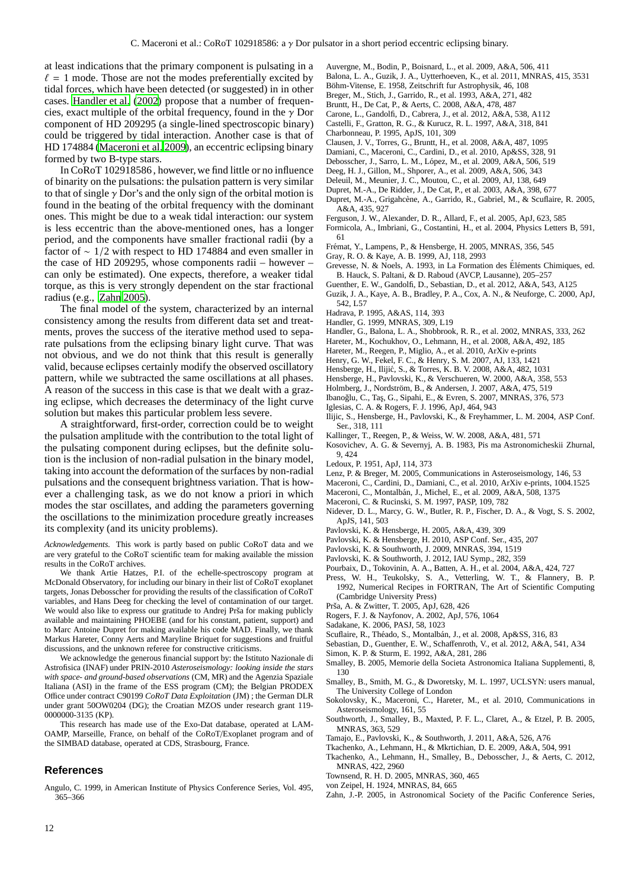at least indications that the primary component is pulsating in a $\ell = 1$ mode. Those are not the modes preferentially excited by tidal forces, which have been detected (or suggested) in in other cases. Handler et al. (2002) propose that a number of frequencies, exact multiple of the orbital frequency, found in the $\gamma$ Dor component of HD 209295 (a single-lined spectroscopic binary) could be triggered by tidal interaction. Another case is that of HD 174884 (Maceroni et al. 2009), an eccentric eclipsing binary formed by two B-type stars.

In CoRoT 102918586 , however, we find little or no influence of binarity on the pulsations: the pulsation pattern is very similar to that of single $\gamma$ Dor's and the only sign of the orbital motion is found in the beating of the orbital frequency with the dominant ones. This might be due to a weak tidal interaction: our system is less eccentric than the above-mentioned ones, has a longer period, and the components have smaller fractional radii (by a factor of $\sim 1/2$ with respect to HD 174884 and even smaller in the case of HD 209295, whose components radii – however – can only be estimated). One expects, therefore, a weaker tidal torque, as this is very strongly dependent on the star fractional radius (e.g., Zahn 2005).

The final model of the system, characterized by an internal consistency among the results from different data set and treatments, proves the success of the iterative method used to separate pulsations from the eclipsing binary light curve. That was not obvious, and we do not think that this result is generally valid, because eclipses certainly modify the observed oscillatory pattern, while we subtracted the same oscillations at all phases. A reason of the success in this case is that we dealt with a grazing eclipse, which decreases the determinacy of the light curve solution but makes this particular problem less severe.

A straightforward, first-order, correction could be to weight the pulsation amplitude with the contribution to the total light of the pulsating component during eclipses, but the definite solution is the inclusion of non-radial pulsation in the binary model, taking into account the deformation of the surfaces by non-radial pulsations and the consequent brightness variation. That is however a challenging task, as we do not know a priori in which modes the star oscillates, and adding the parameters governing the oscillations to the minimization procedure greatly increases its complexity (and its unicity problems).

*Acknowledgements.* This work is partly based on public CoRoT data and we are very grateful to the CoRoT scientific team for making available the mission results in the CoRoT archives.

We thank Artie Hatzes, P.I. of the echelle-spectroscopy program at McDonald Observatory, for including our binary in their list of CoRoT exoplanet targets, Jonas Debosscher for providing the results of the classification of CoRoT variables, and Hans Deeg for checking the level of contamination of our target. We would also like to express our gratitude to Andrej Prša for making publicly available and maintaining PHOEBE (and for his constant, patient, support) and to Marc Antoine Dupret for making available his code MAD. Finally, we thank Markus Hareter, Conny Aerts and Maryline Briquet for suggestions and fruitful discussions, and the unknown referee for constructive criticisms.

We acknowledge the generous financial support by: the Istituto Nazionale di Astrofisica (INAF) under PRIN-2010 *Asteroseismology: looking inside the stars with space- and ground-based observations* (CM, MR) and the Agenzia Spaziale Italiana (ASI) in the frame of the ESS program (CM); the Belgian PRODEX Office under contract C90199 *CoRoT Data Exploitation* (JM) ; the German DLR under grant 50OW0204 (DG); the Croatian MZOS under research grant 119-0000000-3135 (KP).

This research has made use of the Exo-Dat database, operated at LAM-OAMP, Marseille, France, on behalf of the CoRoT/Exoplanet program and of the SIMBAD database, operated at CDS, Strasbourg, France.

## References

Angulo, C. 1999, in American Institute of Physics Conference Series, Vol. 495, 365–366
Auvergne, M., Bodin, P., Boisnard, L., et al. 2009, A&A, 506, 411
Balona, L. A., Guzik, J. A., Uytterhoeven, K., et al. 2011, MNRAS, 415, 3531
Böhm-Vitense, E. 1958, Zeitschrift fur Astrophysik, 46, 108
Breger, M., Stich, J., Garrido, R., et al. 1993, A&A, 271, 482
Bruntt, H., De Cat, P., & Aerts, C. 2008, A&A, 478, 487
Carone, L., Gandolfi, D., Cabrera, J., et al. 2012, A&A, 538, A112
Castelli, F., Gratton, R. G., & Kurucz, R. L. 1997, A&A, 318, 841
Charbonneau, P. 1995, ApJS, 101, 309
Clausen, J. V., Torres, G., Bruntt, H., et al. 2008, A&A, 487, 1095
Damiani, C., Maceroni, C., Cardini, D., et al. 2010, Ap&SS, 328, 91
Debosscher, J., Sarro, L. M., López, M., et al. 2009, A&A, 506, 519
Deeg, H. J., Gillon, M., Shporer, A., et al. 2009, A&A, 506, 343
Deleuil, M., Meunier, J. C., Moutou, C., et al. 2009, AJ, 138, 649
Dupret, M.-A., De Ridder, J., De Cat, P., et al. 2003, A&A, 398, 677
Dupret, M.-A., Grigahcène, A., Garrido, R., Gabriel, M., & Scuflaire, R. 2005, A&A, 435, 927
Ferguson, J. W., Alexander, D. R., Allard, F., et al. 2005, ApJ, 623, 585
Formicola, A., Imbriani, G., Costantini, H., et al. 2004, Physics Letters B, 591, 61
Frémat, Y., Lampens, P., & Hensberge, H. 2005, MNRAS, 356, 545
Gray, R. O. & Kaye, A. B. 1999, AJ, 118, 2993
Grevesse, N. & Noels, A. 1993, in La Formation des Éléments Chimiques, ed. B. Hauck, S. Paltani, & D. Raboud (AVCP, Lausanne), 205–257
Guenther, E. W., Gandolfi, D., Sebastian, D., et al. 2012, A&A, 543, A125
Guzik, J. A., Kaye, A. B., Bradley, P. A., Cox, A. N., & Neuforge, C. 2000, ApJ, 542, L57
Hadrava, P. 1995, A&AS, 114, 393
Handler, G. 1999, MNRAS, 309, L19
Handler, G., Balona, L. A., Shobbrook, R. R., et al. 2002, MNRAS, 333, 262
Hareter, M., Kochukhov, O., Lehmann, H., et al. 2008, A&A, 492, 185
Hareter, M., Reegen, P., Miglio, A., et al. 2010, ArXiv e-prints
Henry, G. W., Fekel, F. C., & Henry, S. M. 2007, AJ, 133, 1421
Hensberge, H., Ilijić, S., & Torres, K. B. V. 2008, A&A, 482, 1031
Hensberge, H., Pavlovski, K., & Verschueren, W. 2000, A&A, 358, 553
Holmberg, J., Nordström, B., & Andersen, J. 2007, A&A, 475, 519
Ibanoğlu, C., Taş, G., Sipahi, E., & Evren, S. 2007, MNRAS, 376, 573
Iglesias, C. A. & Rogers, F. J. 1996, ApJ, 464, 943
Ilijic, S., Hensberge, H., Pavlovski, K., & Freyhammer, L. M. 2004, ASP Conf. Ser., 318, 111
Kallinger, T., Reegen, P., & Weiss, W. W. 2008, A&A, 481, 571
Kosovichev, A. G. & Severnyj, A. B. 1983, Pis ma Astronomicheskii Zhurnal, 9, 424
Ledoux, P. 1951, ApJ, 114, 373
Lenz, P. & Breger, M. 2005, Communications in Asteroseismology, 146, 53
Maceroni, C., Cardini, D., Damiani, C., et al. 2010, ArXiv e-prints, 1004.1525
Maceroni, C., Montalbán, J., Michel, E., et al. 2009, A&A, 508, 1375
Maceroni, C. & Rucinski, S. M. 1997, PASP, 109, 782
Nidever, D. L., Marcy, G. W., Butler, R. P., Fischer, D. A., & Vogt, S. S. 2002, ApJS, 141, 503
Pavlovski, K. & Hensberge, H. 2005, A&A, 439, 309
Pavlovski, K. & Hensberge, H. 2010, ASP Conf. Ser., 435, 207
Pavlovski, K. & Southworth, J. 2009, MNRAS, 394, 1519
Pavlovski, K. & Southworth, J. 2012, IAU Symp., 282, 359
Pourbaix, D., Tokovinin, A. A., Batten, A. H., et al. 2004, A&A, 424, 727
Press, W. H., Teukolsky, S. A., Vetterling, W. T., & Flannery, B. P. 1992, Numerical Recipes in FORTRAN, The Art of Scientific Computing (Cambridge University Press)
Prša, A. & Zwitter, T. 2005, ApJ, 628, 426
Rogers, F. J. & Nayfonov, A. 2002, ApJ, 576, 1064
Sadakane, K. 2006, PASJ, 58, 1023
Scuflaire, R., Théado, S., Montalbán, J., et al. 2008, Ap&SS, 316, 83
Sebastian, D., Guenther, E. W., Schaffenroth, V., et al. 2012, A&A, 541, A34
Simon, K. P. & Sturm, E. 1992, A&A, 281, 286
Smalley, B. 2005, Memorie della Societa Astronomica Italiana Supplementi, 8, 130
Smalley, B., Smith, M. G., & Dworetsky, M. L. 1997, UCLSYN: users manual, The University College of London
Sokolovsky, K., Maceroni, C., Hareter, M., et al. 2010, Communications in Asteroseismology, 161, 55
Southworth, J., Smalley, B., Maxted, P. F. L., Claret, A., & Etzel, P. B. 2005, MNRAS, 363, 529
Tamajo, E., Pavlovski, K., & Southworth, J. 2011, A&A, 526, A76
Tkachenko, A., Lehmann, H., & Mkrtichian, D. E. 2009, A&A, 504, 991
Tkachenko, A., Lehmann, H., Smalley, B., Debosscher, J., & Aerts, C. 2012, MNRAS, 422, 2960
Townsend, R. H. D. 2005, MNRAS, 360, 465
von Zeipel, H. 1924, MNRAS, 84, 665
Zahn, J.-P. 2005, in Astronomical Society of the Pacific Conference Series,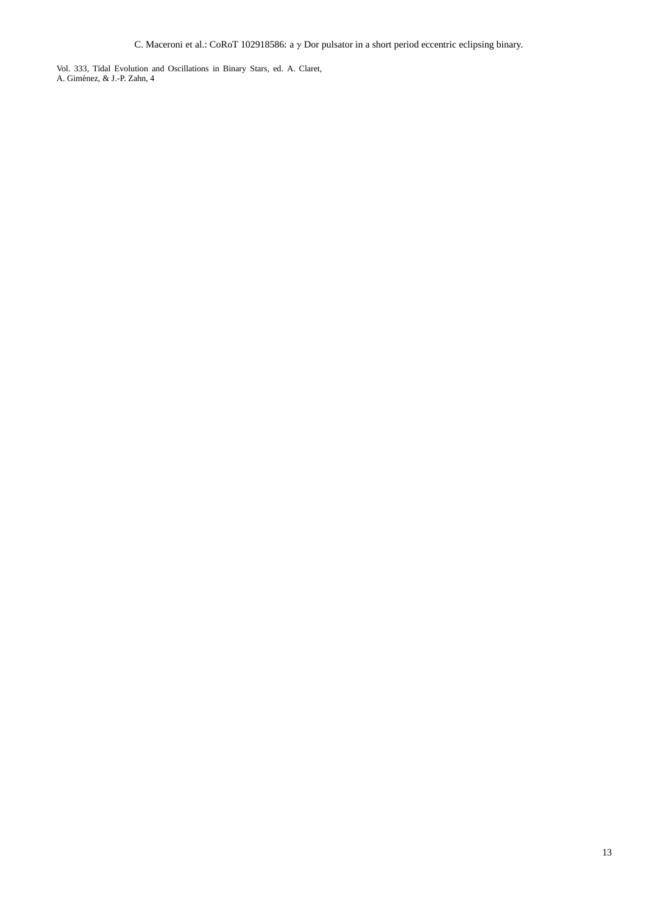Vol. 333, Tidal Evolution and Oscillations in Binary Stars, ed. A. Claret, A. Giménez, & J.-P. Zahn, 4